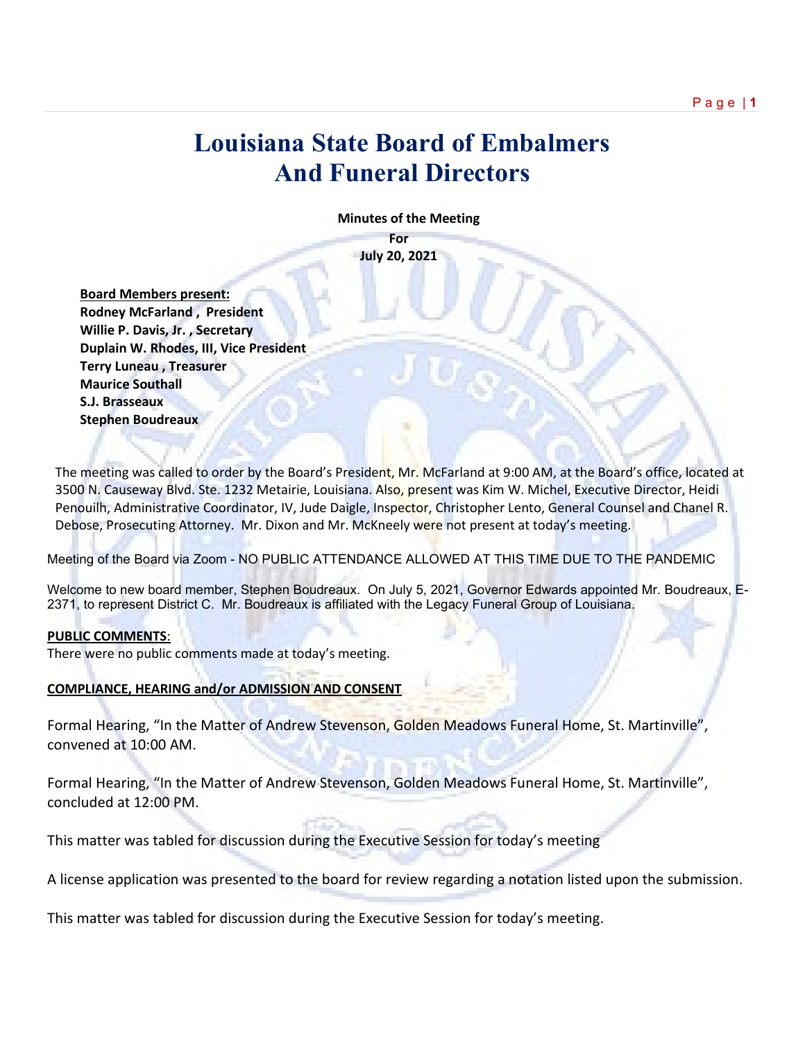# Louisiana State Board of Embalmers And Funeral Directors

**Minutes of the Meeting**

**For**

**July 20, 2021**

**Board Members present:**
**Rodney McFarland , President**
**Willie P. Davis, Jr. , Secretary**
**Duplain W. Rhodes, III, Vice President**
**Terry Luneau , Treasurer**
**Maurice Southall**
**S.J. Brasseaux**
**Stephen Boudreaux**

The meeting was called to order by the Board's President, Mr. McFarland at 9:00 AM, at the Board's office, located at 3500 N. Causeway Blvd. Ste. 1232 Metairie, Louisiana. Also, present was Kim W. Michel, Executive Director, Heidi Penouilh, Administrative Coordinator, IV, Jude Daigle, Inspector, Christopher Lento, General Counsel and Chanel R. Debose, Prosecuting Attorney. Mr. Dixon and Mr. McKneely were not present at today's meeting.

Meeting of the Board via Zoom - NO PUBLIC ATTENDANCE ALLOWED AT THIS TIME DUE TO THE PANDEMIC

Welcome to new board member, Stephen Boudreaux. On July 5, 2021, Governor Edwards appointed Mr. Boudreaux, E-2371, to represent District C. Mr. Boudreaux is affiliated with the Legacy Funeral Group of Louisiana.

**PUBLIC COMMENTS**:
There were no public comments made at today's meeting.

**COMPLIANCE, HEARING and/or ADMISSION AND CONSENT**

Formal Hearing, "In the Matter of Andrew Stevenson, Golden Meadows Funeral Home, St. Martinville", convened at 10:00 AM.

Formal Hearing, "In the Matter of Andrew Stevenson, Golden Meadows Funeral Home, St. Martinville", concluded at 12:00 PM.

This matter was tabled for discussion during the Executive Session for today's meeting

A license application was presented to the board for review regarding a notation listed upon the submission.

This matter was tabled for discussion during the Executive Session for today's meeting.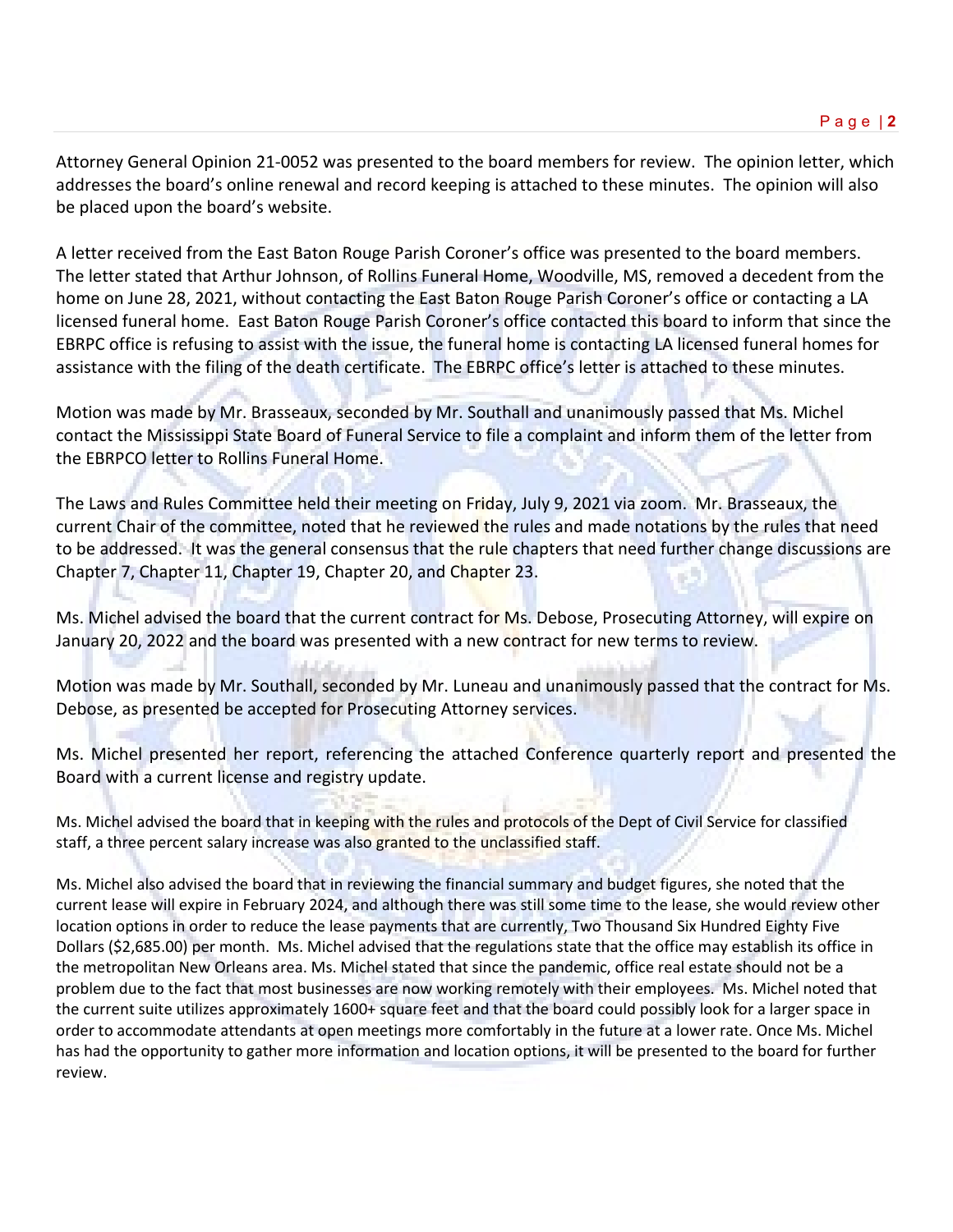Attorney General Opinion 21-0052 was presented to the board members for review. The opinion letter, which addresses the board's online renewal and record keeping is attached to these minutes. The opinion will also be placed upon the board's website.

A letter received from the East Baton Rouge Parish Coroner's office was presented to the board members. The letter stated that Arthur Johnson, of Rollins Funeral Home, Woodville, MS, removed a decedent from the home on June 28, 2021, without contacting the East Baton Rouge Parish Coroner's office or contacting a LA licensed funeral home. East Baton Rouge Parish Coroner's office contacted this board to inform that since the EBRPC office is refusing to assist with the issue, the funeral home is contacting LA licensed funeral homes for assistance with the filing of the death certificate. The EBRPC office's letter is attached to these minutes.

Motion was made by Mr. Brasseaux, seconded by Mr. Southall and unanimously passed that Ms. Michel contact the Mississippi State Board of Funeral Service to file a complaint and inform them of the letter from the EBRPCO letter to Rollins Funeral Home.

The Laws and Rules Committee held their meeting on Friday, July 9, 2021 via zoom. Mr. Brasseaux, the current Chair of the committee, noted that he reviewed the rules and made notations by the rules that need to be addressed. It was the general consensus that the rule chapters that need further change discussions are Chapter 7, Chapter 11, Chapter 19, Chapter 20, and Chapter 23.

Ms. Michel advised the board that the current contract for Ms. Debose, Prosecuting Attorney, will expire on January 20, 2022 and the board was presented with a new contract for new terms to review.

Motion was made by Mr. Southall, seconded by Mr. Luneau and unanimously passed that the contract for Ms. Debose, as presented be accepted for Prosecuting Attorney services.

Ms. Michel presented her report, referencing the attached Conference quarterly report and presented the Board with a current license and registry update.

Ms. Michel advised the board that in keeping with the rules and protocols of the Dept of Civil Service for classified staff, a three percent salary increase was also granted to the unclassified staff.

Ms. Michel also advised the board that in reviewing the financial summary and budget figures, she noted that the current lease will expire in February 2024, and although there was still some time to the lease, she would review other location options in order to reduce the lease payments that are currently, Two Thousand Six Hundred Eighty Five Dollars ($2,685.00) per month. Ms. Michel advised that the regulations state that the office may establish its office in the metropolitan New Orleans area. Ms. Michel stated that since the pandemic, office real estate should not be a problem due to the fact that most businesses are now working remotely with their employees. Ms. Michel noted that the current suite utilizes approximately 1600+ square feet and that the board could possibly look for a larger space in order to accommodate attendants at open meetings more comfortably in the future at a lower rate. Once Ms. Michel has had the opportunity to gather more information and location options, it will be presented to the board for further review.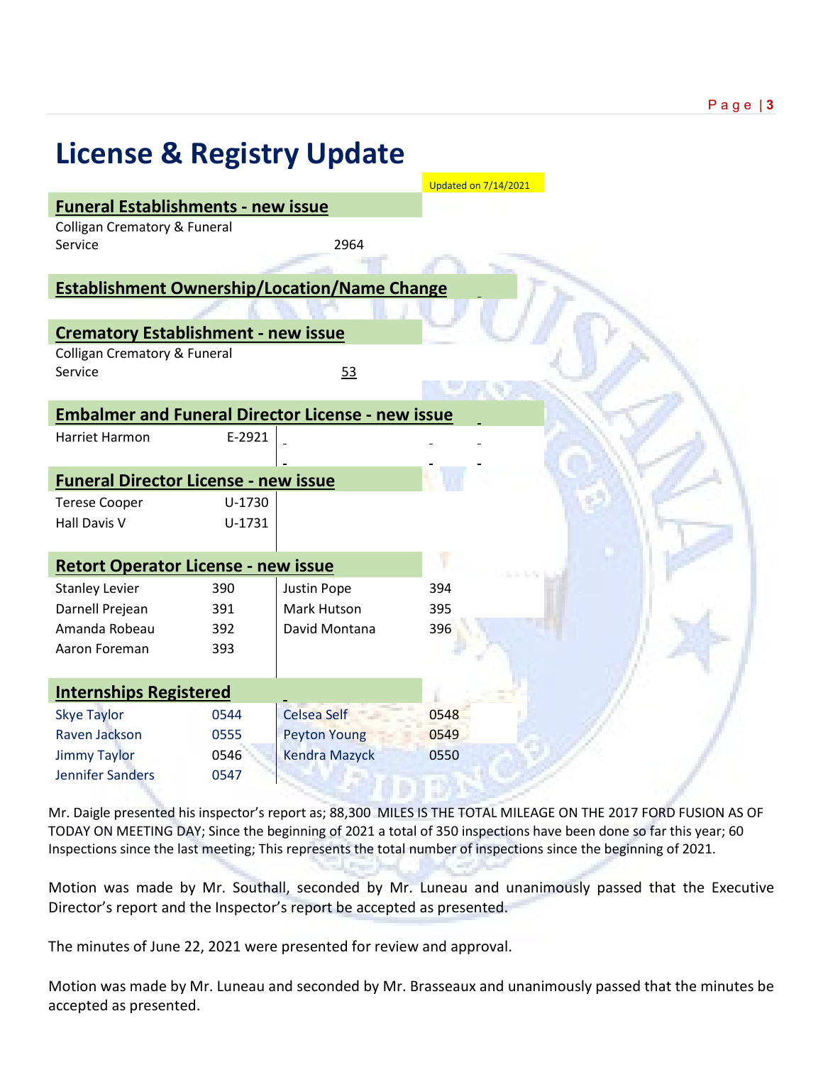# License & Registry Update

Updated on 7/14/2021

## Funeral Establishments - new issue

| | |
|---|---|
| Colligan Crematory & Funeral Service | 2964 |

## Establishment Ownership/Location/Name Change

## Crematory Establishment - new issue

| | |
|---|---|
| Colligan Crematory & Funeral Service | 53 |

## Embalmer and Funeral Director License - new issue

| | |
|---|---|
| Harriet Harmon | E-2921 |

## Funeral Director License - new issue

| | |
|---|---|
| Terese Cooper | U-1730 |
| Hall Davis V | U-1731 |

## Retort Operator License - new issue

| | | | |
|---|---|---|---|
| Stanley Levier | 390 | Justin Pope | 394 |
| Darnell Prejean | 391 | Mark Hutson | 395 |
| Amanda Robeau | 392 | David Montana | 396 |
| Aaron Foreman | 393 | | |

## Internships Registered

| | | | |
|---|---|---|---|
| Skye Taylor | 0544 | Celsea Self | 0548 |
| Raven Jackson | 0555 | Peyton Young | 0549 |
| Jimmy Taylor | 0546 | Kendra Mazyck | 0550 |
| Jennifer Sanders | 0547 | | |

Mr. Daigle presented his inspector's report as; 88,300 MILES IS THE TOTAL MILEAGE ON THE 2017 FORD FUSION AS OF TODAY ON MEETING DAY; Since the beginning of 2021 a total of 350 inspections have been done so far this year; 60 Inspections since the last meeting; This represents the total number of inspections since the beginning of 2021.

Motion was made by Mr. Southall, seconded by Mr. Luneau and unanimously passed that the Executive Director's report and the Inspector's report be accepted as presented.

The minutes of June 22, 2021 were presented for review and approval.

Motion was made by Mr. Luneau and seconded by Mr. Brasseaux and unanimously passed that the minutes be accepted as presented.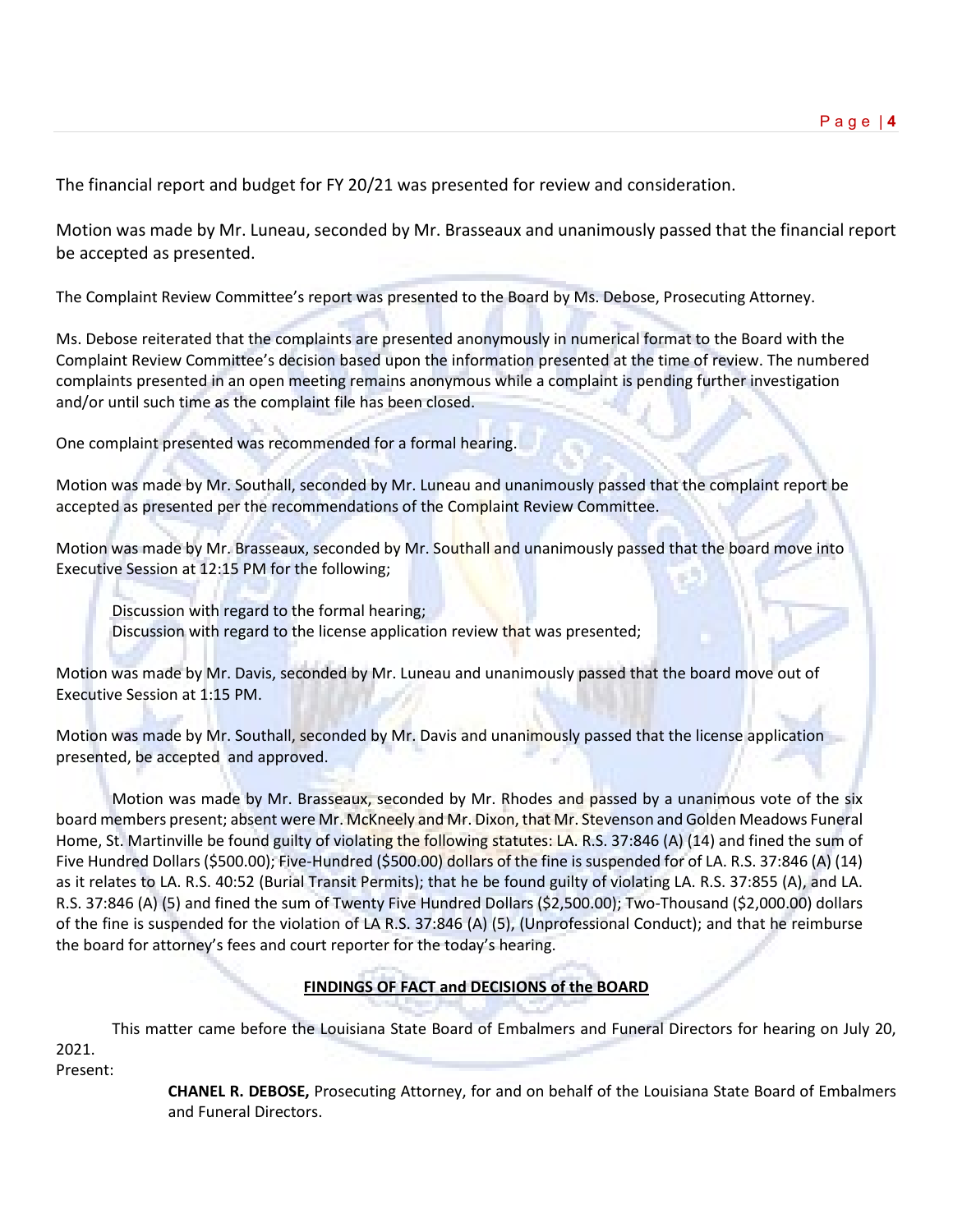The financial report and budget for FY 20/21 was presented for review and consideration.

Motion was made by Mr. Luneau, seconded by Mr. Brasseaux and unanimously passed that the financial report be accepted as presented.

The Complaint Review Committee's report was presented to the Board by Ms. Debose, Prosecuting Attorney.

Ms. Debose reiterated that the complaints are presented anonymously in numerical format to the Board with the Complaint Review Committee's decision based upon the information presented at the time of review. The numbered complaints presented in an open meeting remains anonymous while a complaint is pending further investigation and/or until such time as the complaint file has been closed.

One complaint presented was recommended for a formal hearing.

Motion was made by Mr. Southall, seconded by Mr. Luneau and unanimously passed that the complaint report be accepted as presented per the recommendations of the Complaint Review Committee.

Motion was made by Mr. Brasseaux, seconded by Mr. Southall and unanimously passed that the board move into Executive Session at 12:15 PM for the following;

Discussion with regard to the formal hearing;
Discussion with regard to the license application review that was presented;

Motion was made by Mr. Davis, seconded by Mr. Luneau and unanimously passed that the board move out of Executive Session at 1:15 PM.

Motion was made by Mr. Southall, seconded by Mr. Davis and unanimously passed that the license application presented, be accepted and approved.

Motion was made by Mr. Brasseaux, seconded by Mr. Rhodes and passed by a unanimous vote of the six board members present; absent were Mr. McKneely and Mr. Dixon, that Mr. Stevenson and Golden Meadows Funeral Home, St. Martinville be found guilty of violating the following statutes: LA. R.S. 37:846 (A) (14) and fined the sum of Five Hundred Dollars ($500.00); Five-Hundred ($500.00) dollars of the fine is suspended for of LA. R.S. 37:846 (A) (14) as it relates to LA. R.S. 40:52 (Burial Transit Permits); that he be found guilty of violating LA. R.S. 37:855 (A), and LA. R.S. 37:846 (A) (5) and fined the sum of Twenty Five Hundred Dollars ($2,500.00); Two-Thousand ($2,000.00) dollars of the fine is suspended for the violation of LA R.S. 37:846 (A) (5), (Unprofessional Conduct); and that he reimburse the board for attorney's fees and court reporter for the today's hearing.

**FINDINGS OF FACT and DECISIONS of the BOARD**

This matter came before the Louisiana State Board of Embalmers and Funeral Directors for hearing on July 20, 2021.

Present:

**CHANEL R. DEBOSE,** Prosecuting Attorney, for and on behalf of the Louisiana State Board of Embalmers and Funeral Directors.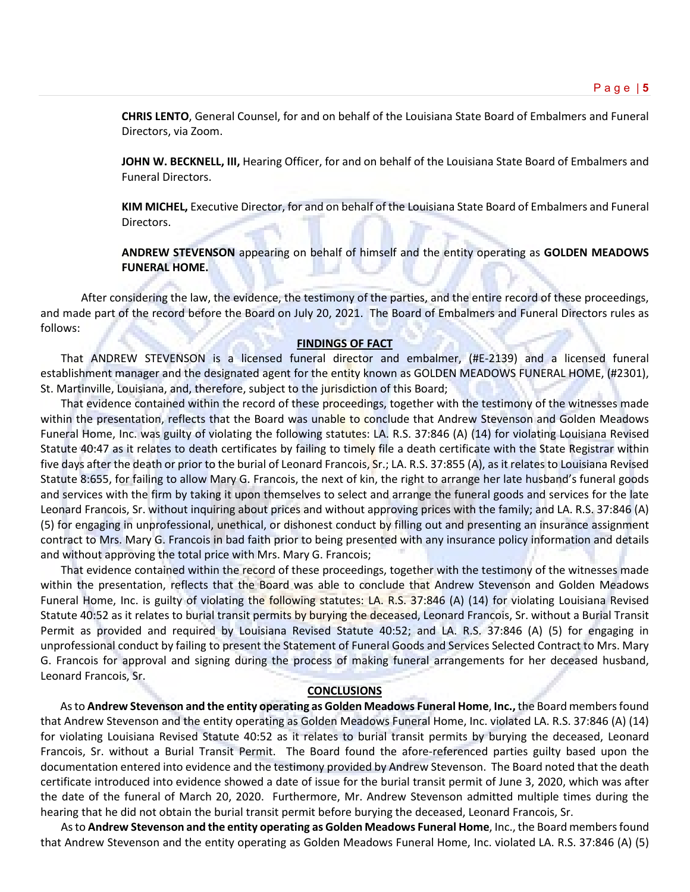**CHRIS LENTO**, General Counsel, for and on behalf of the Louisiana State Board of Embalmers and Funeral Directors, via Zoom.

**JOHN W. BECKNELL, III,** Hearing Officer, for and on behalf of the Louisiana State Board of Embalmers and Funeral Directors.

**KIM MICHEL,** Executive Director, for and on behalf of the Louisiana State Board of Embalmers and Funeral Directors.

**ANDREW STEVENSON** appearing on behalf of himself and the entity operating as **GOLDEN MEADOWS FUNERAL HOME.**

After considering the law, the evidence, the testimony of the parties, and the entire record of these proceedings, and made part of the record before the Board on July 20, 2021. The Board of Embalmers and Funeral Directors rules as follows:

**FINDINGS OF FACT**

That ANDREW STEVENSON is a licensed funeral director and embalmer, (#E-2139) and a licensed funeral establishment manager and the designated agent for the entity known as GOLDEN MEADOWS FUNERAL HOME, (#2301), St. Martinville, Louisiana, and, therefore, subject to the jurisdiction of this Board;

That evidence contained within the record of these proceedings, together with the testimony of the witnesses made within the presentation, reflects that the Board was unable to conclude that Andrew Stevenson and Golden Meadows Funeral Home, Inc. was guilty of violating the following statutes: LA. R.S. 37:846 (A) (14) for violating Louisiana Revised Statute 40:47 as it relates to death certificates by failing to timely file a death certificate with the State Registrar within five days after the death or prior to the burial of Leonard Francois, Sr.; LA. R.S. 37:855 (A), as it relates to Louisiana Revised Statute 8:655, for failing to allow Mary G. Francois, the next of kin, the right to arrange her late husband's funeral goods and services with the firm by taking it upon themselves to select and arrange the funeral goods and services for the late Leonard Francois, Sr. without inquiring about prices and without approving prices with the family; and LA. R.S. 37:846 (A) (5) for engaging in unprofessional, unethical, or dishonest conduct by filling out and presenting an insurance assignment contract to Mrs. Mary G. Francois in bad faith prior to being presented with any insurance policy information and details and without approving the total price with Mrs. Mary G. Francois;

That evidence contained within the record of these proceedings, together with the testimony of the witnesses made within the presentation, reflects that the Board was able to conclude that Andrew Stevenson and Golden Meadows Funeral Home, Inc. is guilty of violating the following statutes: LA. R.S. 37:846 (A) (14) for violating Louisiana Revised Statute 40:52 as it relates to burial transit permits by burying the deceased, Leonard Francois, Sr. without a Burial Transit Permit as provided and required by Louisiana Revised Statute 40:52; and LA. R.S. 37:846 (A) (5) for engaging in unprofessional conduct by failing to present the Statement of Funeral Goods and Services Selected Contract to Mrs. Mary G. Francois for approval and signing during the process of making funeral arrangements for her deceased husband, Leonard Francois, Sr.

**CONCLUSIONS**

As to **Andrew Stevenson and the entity operating as Golden Meadows Funeral Home**, **Inc.,** the Board members found that Andrew Stevenson and the entity operating as Golden Meadows Funeral Home, Inc. violated LA. R.S. 37:846 (A) (14) for violating Louisiana Revised Statute 40:52 as it relates to burial transit permits by burying the deceased, Leonard Francois, Sr. without a Burial Transit Permit. The Board found the afore-referenced parties guilty based upon the documentation entered into evidence and the testimony provided by Andrew Stevenson. The Board noted that the death certificate introduced into evidence showed a date of issue for the burial transit permit of June 3, 2020, which was after the date of the funeral of March 20, 2020. Furthermore, Mr. Andrew Stevenson admitted multiple times during the hearing that he did not obtain the burial transit permit before burying the deceased, Leonard Francois, Sr.

As to **Andrew Stevenson and the entity operating as Golden Meadows Funeral Home**, Inc., the Board members found that Andrew Stevenson and the entity operating as Golden Meadows Funeral Home, Inc. violated LA. R.S. 37:846 (A) (5)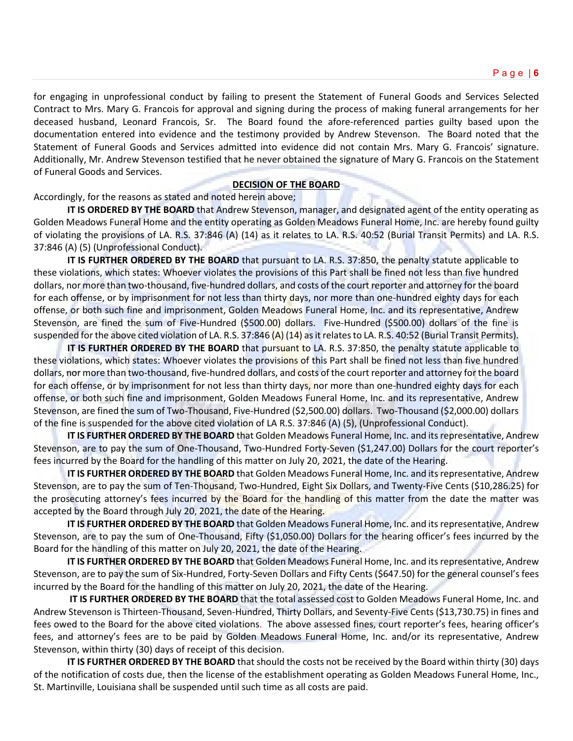for engaging in unprofessional conduct by failing to present the Statement of Funeral Goods and Services Selected Contract to Mrs. Mary G. Francois for approval and signing during the process of making funeral arrangements for her deceased husband, Leonard Francois, Sr. The Board found the afore-referenced parties guilty based upon the documentation entered into evidence and the testimony provided by Andrew Stevenson. The Board noted that the Statement of Funeral Goods and Services admitted into evidence did not contain Mrs. Mary G. Francois' signature. Additionally, Mr. Andrew Stevenson testified that he never obtained the signature of Mary G. Francois on the Statement of Funeral Goods and Services.

**DECISION OF THE BOARD**

Accordingly, for the reasons as stated and noted herein above;

**IT IS ORDERED BY THE BOARD** that Andrew Stevenson, manager, and designated agent of the entity operating as Golden Meadows Funeral Home and the entity operating as Golden Meadows Funeral Home, Inc. are hereby found guilty of violating the provisions of LA. R.S. 37:846 (A) (14) as it relates to LA. R.S. 40:52 (Burial Transit Permits) and LA. R.S. 37:846 (A) (5) (Unprofessional Conduct).

**IT IS FURTHER ORDERED BY THE BOARD** that pursuant to LA. R.S. 37:850, the penalty statute applicable to these violations, which states: Whoever violates the provisions of this Part shall be fined not less than five hundred dollars, nor more than two-thousand, five-hundred dollars, and costs of the court reporter and attorney for the board for each offense, or by imprisonment for not less than thirty days, nor more than one-hundred eighty days for each offense, or both such fine and imprisonment, Golden Meadows Funeral Home, Inc. and its representative, Andrew Stevenson, are fined the sum of Five-Hundred ($500.00) dollars. Five-Hundred ($500.00) dollars of the fine is suspended for the above cited violation of LA. R.S. 37:846 (A) (14) as it relates to LA. R.S. 40:52 (Burial Transit Permits).

**IT IS FURTHER ORDERED BY THE BOARD** that pursuant to LA. R.S. 37:850, the penalty statute applicable to these violations, which states: Whoever violates the provisions of this Part shall be fined not less than five hundred dollars, nor more than two-thousand, five-hundred dollars, and costs of the court reporter and attorney for the board for each offense, or by imprisonment for not less than thirty days, nor more than one-hundred eighty days for each offense, or both such fine and imprisonment, Golden Meadows Funeral Home, Inc. and its representative, Andrew Stevenson, are fined the sum of Two-Thousand, Five-Hundred ($2,500.00) dollars. Two-Thousand ($2,000.00) dollars of the fine is suspended for the above cited violation of LA R.S. 37:846 (A) (5), (Unprofessional Conduct).

**IT IS FURTHER ORDERED BY THE BOARD** that Golden Meadows Funeral Home, Inc. and its representative, Andrew Stevenson, are to pay the sum of One-Thousand, Two-Hundred Forty-Seven ($1,247.00) Dollars for the court reporter's fees incurred by the Board for the handling of this matter on July 20, 2021, the date of the Hearing.

**IT IS FURTHER ORDERED BY THE BOARD** that Golden Meadows Funeral Home, Inc. and its representative, Andrew Stevenson, are to pay the sum of Ten-Thousand, Two-Hundred, Eight Six Dollars, and Twenty-Five Cents ($10,286.25) for the prosecuting attorney's fees incurred by the Board for the handling of this matter from the date the matter was accepted by the Board through July 20, 2021, the date of the Hearing.

**IT IS FURTHER ORDERED BY THE BOARD** that Golden Meadows Funeral Home, Inc. and its representative, Andrew Stevenson, are to pay the sum of One-Thousand, Fifty ($1,050.00) Dollars for the hearing officer's fees incurred by the Board for the handling of this matter on July 20, 2021, the date of the Hearing.

**IT IS FURTHER ORDERED BY THE BOARD** that Golden Meadows Funeral Home, Inc. and its representative, Andrew Stevenson, are to pay the sum of Six-Hundred, Forty-Seven Dollars and Fifty Cents ($647.50) for the general counsel's fees incurred by the Board for the handling of this matter on July 20, 2021, the date of the Hearing.

**IT IS FURTHER ORDERED BY THE BOARD** that the total assessed cost to Golden Meadows Funeral Home, Inc. and Andrew Stevenson is Thirteen-Thousand, Seven-Hundred, Thirty Dollars, and Seventy-Five Cents ($13,730.75) in fines and fees owed to the Board for the above cited violations. The above assessed fines, court reporter's fees, hearing officer's fees, and attorney's fees are to be paid by Golden Meadows Funeral Home, Inc. and/or its representative, Andrew Stevenson, within thirty (30) days of receipt of this decision.

**IT IS FURTHER ORDERED BY THE BOARD** that should the costs not be received by the Board within thirty (30) days of the notification of costs due, then the license of the establishment operating as Golden Meadows Funeral Home, Inc., St. Martinville, Louisiana shall be suspended until such time as all costs are paid.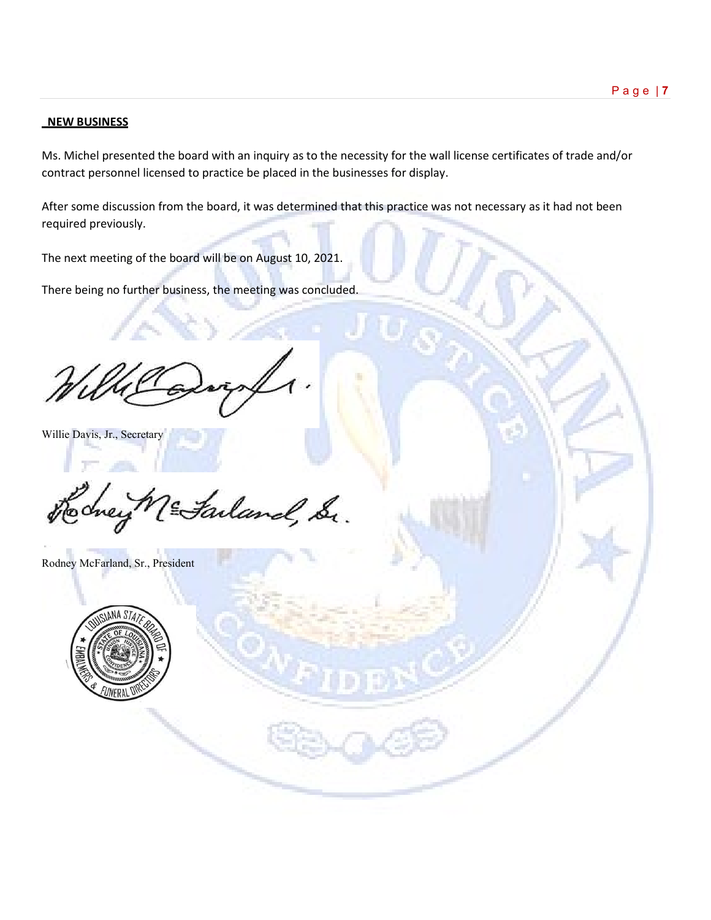## NEW BUSINESS

Ms. Michel presented the board with an inquiry as to the necessity for the wall license certificates of trade and/or contract personnel licensed to practice be placed in the businesses for display.

After some discussion from the board, it was determined that this practice was not necessary as it had not been required previously.

The next meeting of the board will be on August 10, 2021.

There being no further business, the meeting was concluded.

Willie Davis, Jr., Secretary

Rodney McFarland, Sr., President